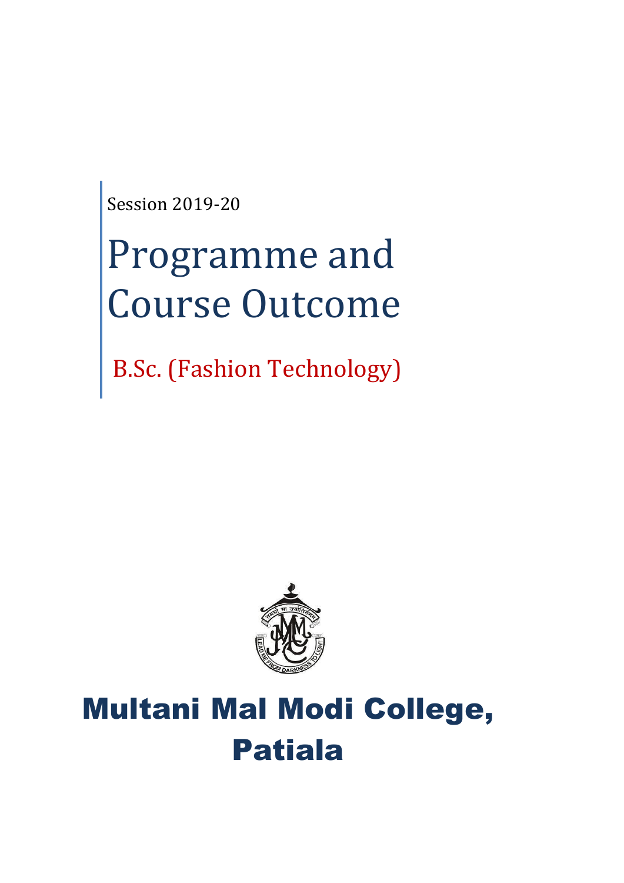Session 2019-20

# Programme and Course Outcome

B.Sc. (Fashion Technology)

# Multani Mal Modi College, Patiala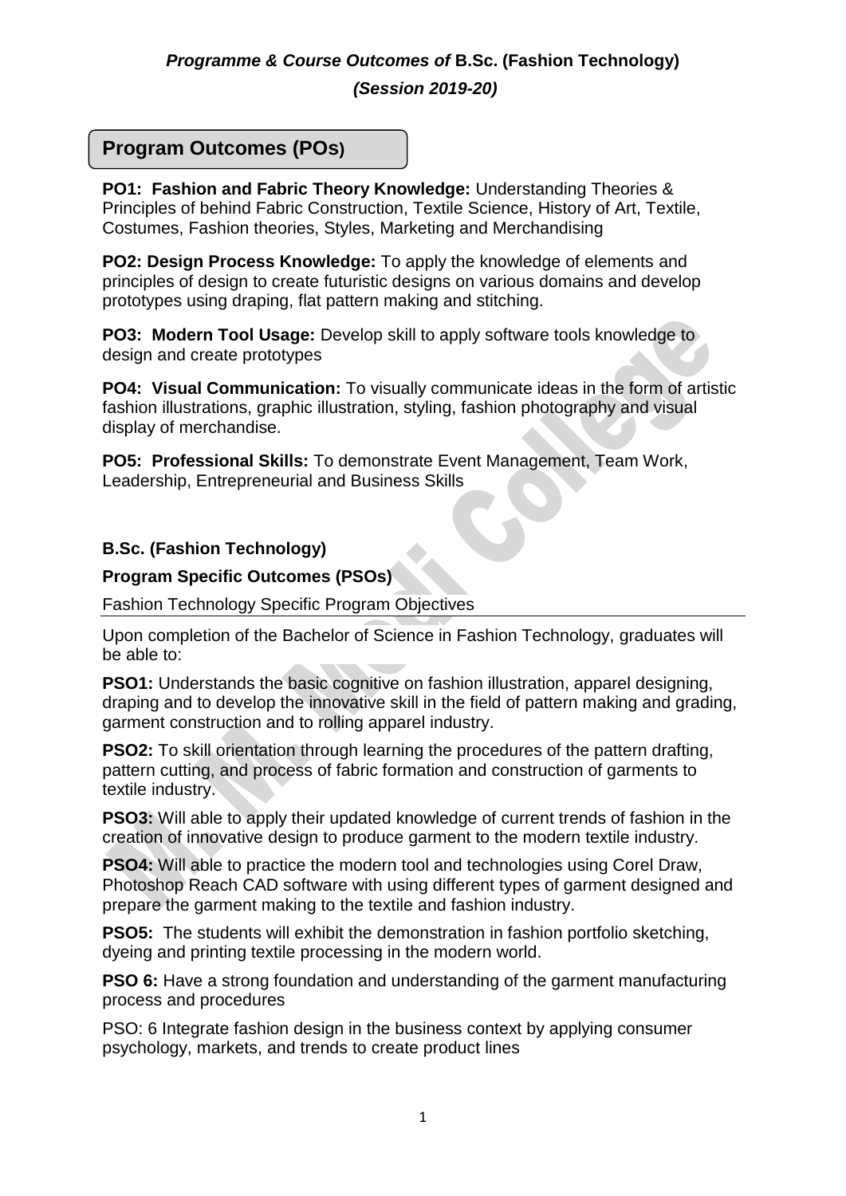## *Programme & Course Outcomes of* **B.Sc. (Fashion Technology)**

### *(Session 2019-20)*

## Program Outcomes (POs)

**PO1: Fashion and Fabric Theory Knowledge:** Understanding Theories & Principles of behind Fabric Construction, Textile Science, History of Art, Textile, Costumes, Fashion theories, Styles, Marketing and Merchandising

**PO2: Design Process Knowledge:** To apply the knowledge of elements and principles of design to create futuristic designs on various domains and develop prototypes using draping, flat pattern making and stitching.

**PO3: Modern Tool Usage:** Develop skill to apply software tools knowledge to design and create prototypes

**PO4: Visual Communication:** To visually communicate ideas in the form of artistic fashion illustrations, graphic illustration, styling, fashion photography and visual display of merchandise.

**PO5: Professional Skills:** To demonstrate Event Management, Team Work, Leadership, Entrepreneurial and Business Skills

**B.Sc. (Fashion Technology)**

**Program Specific Outcomes (PSOs)**

Fashion Technology Specific Program Objectives

Upon completion of the Bachelor of Science in Fashion Technology, graduates will be able to:

**PSO1:** Understands the basic cognitive on fashion illustration, apparel designing, draping and to develop the innovative skill in the field of pattern making and grading, garment construction and to rolling apparel industry.

**PSO2:** To skill orientation through learning the procedures of the pattern drafting, pattern cutting, and process of fabric formation and construction of garments to textile industry.

**PSO3:** Will able to apply their updated knowledge of current trends of fashion in the creation of innovative design to produce garment to the modern textile industry.

**PSO4:** Will able to practice the modern tool and technologies using Corel Draw, Photoshop Reach CAD software with using different types of garment designed and prepare the garment making to the textile and fashion industry.

**PSO5:** The students will exhibit the demonstration in fashion portfolio sketching, dyeing and printing textile processing in the modern world.

**PSO 6:** Have a strong foundation and understanding of the garment manufacturing process and procedures

PSO: 6 Integrate fashion design in the business context by applying consumer psychology, markets, and trends to create product lines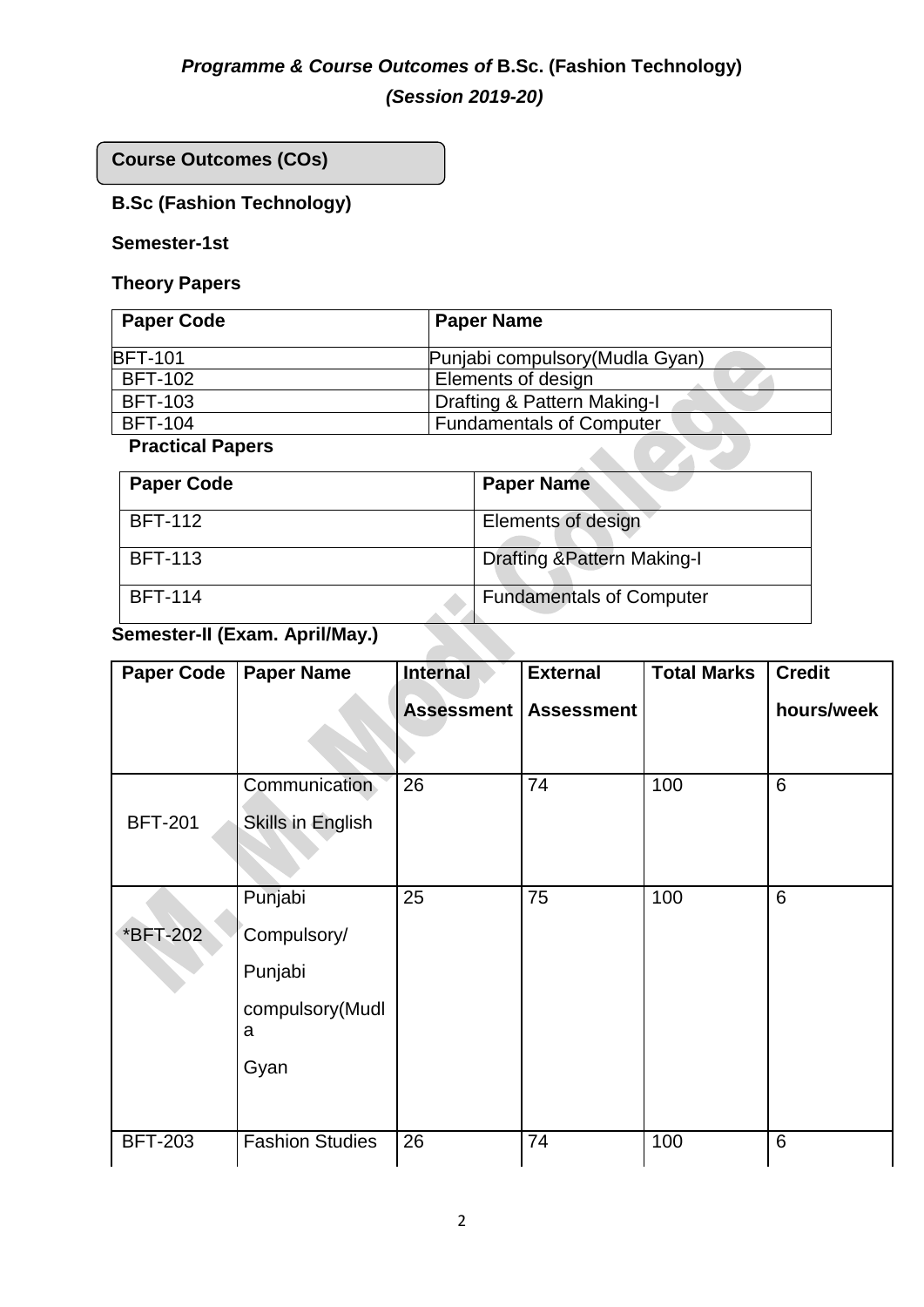## *Programme & Course Outcomes of* B.Sc. (Fashion Technology)

## *(Session 2019-20)*

### Course Outcomes (COs)

**B.Sc (Fashion Technology)**

**Semester-1st**

**Theory Papers**

| Paper Code | Paper Name |
|---|---|
| BFT-101 | Punjabi compulsory(Mudla Gyan) |
| BFT-102 | Elements of design |
| BFT-103 | Drafting & Pattern Making-I |
| BFT-104 | Fundamentals of Computer |

**Practical Papers**

| Paper Code | Paper Name |
|---|---|
| BFT-112 | Elements of design |
| BFT-113 | Drafting &Pattern Making-I |
| BFT-114 | Fundamentals of Computer |

**Semester-II (Exam. April/May.)**

| Paper Code | Paper Name | Internal Assessment | External Assessment | Total Marks | Credit hours/week |
|---|---|---|---|---|---|
| BFT-201 | Communication Skills in English | 26 | 74 | 100 | 6 |
| *BFT-202 | Punjabi Compulsory/ Punjabi compulsory(Mudla Gyan | 25 | 75 | 100 | 6 |
| BFT-203 | Fashion Studies | 26 | 74 | 100 | 6 |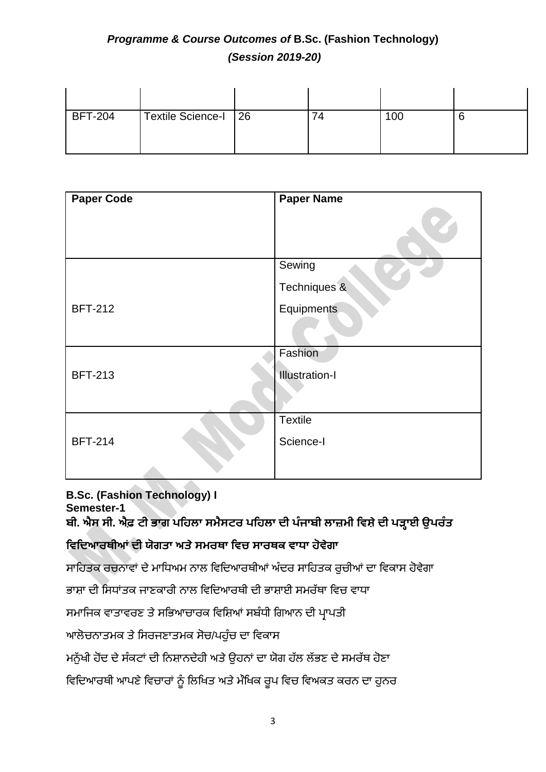| | | | | | |
|---|---|---|---|---|---|
| BFT-204 | Textile Science-I | 26 | 74 | 100 | 6 |

| Paper Code | Paper Name |
|---|---|
| BFT-212 | Sewing Techniques & Equipments |
| BFT-213 | Fashion Illustration-I |
| BFT-214 | Textile Science-I |

**B.Sc. (Fashion Technology) I**
**Semester-1**

**ਬੀ. ਐਸ ਸੀ. ਐਫ਼ ਟੀ ਭਾਗ ਪਹਿਲਾ ਸਮੈਸਟਰ ਪਹਿਲਾ ਦੀ ਪੰਜਾਬੀ ਲਾਜ਼ਮੀ ਵਿਸ਼ੇ ਦੀ ਪੜ੍ਹਾਈ ਉਪਰੰਤ ਵਿਦਿਆਰਥੀਆਂ ਦੀ ਯੋਗਤਾ ਅਤੇ ਸਮਰਥਾ ਵਿਚ ਸਾਰਥਕ ਵਾਧਾ ਹੋਵੇਗਾ**

ਸਾਹਿਤਕ ਰਚਨਾਵਾਂ ਦੇ ਮਾਧਿਅਮ ਨਾਲ ਵਿਦਿਆਰਥੀਆਂ ਅੰਦਰ ਸਾਹਿਤਕ ਰੁਚੀਆਂ ਦਾ ਵਿਕਾਸ ਹੋਵੇਗਾ

ਭਾਸ਼ਾ ਦੀ ਸਿਧਾਂਤਕ ਜਾਣਕਾਰੀ ਨਾਲ ਵਿਦਿਆਰਥੀ ਦੀ ਭਾਸ਼ਾਈ ਸਮਰੱਥਾ ਵਿਚ ਵਾਧਾ

ਸਮਾਜਿਕ ਵਾਤਾਵਰਣ ਤੇ ਸਭਿਆਚਾਰਕ ਵਿਸ਼ਿਆਂ ਸਬੰਧੀ ਗਿਆਨ ਦੀ ਪ੍ਰਾਪਤੀ

ਆਲੋਚਨਾਤਮਕ ਤੇ ਸਿਰਜਣਾਤਮਕ ਸੋਚ/ਪਹੁੰਚ ਦਾ ਵਿਕਾਸ

ਮਨੁੱਖੀ ਹੋਂਦ ਦੇ ਸੰਕਟਾਂ ਦੀ ਨਿਸ਼ਾਨਦੇਹੀ ਅਤੇ ਉਹਨਾਂ ਦਾ ਯੋਗ ਹੱਲ ਲੱਭਣ ਦੇ ਸਮਰੱਥ ਹੋਣਾ

ਵਿਦਿਆਰਥੀ ਆਪਣੇ ਵਿਚਾਰਾਂ ਨੂੰ ਲਿਖਿਤ ਅਤੇ ਮੌਖਿਕ ਰੂਪ ਵਿਚ ਵਿਅਕਤ ਕਰਨ ਦਾ ਹੁਨਰ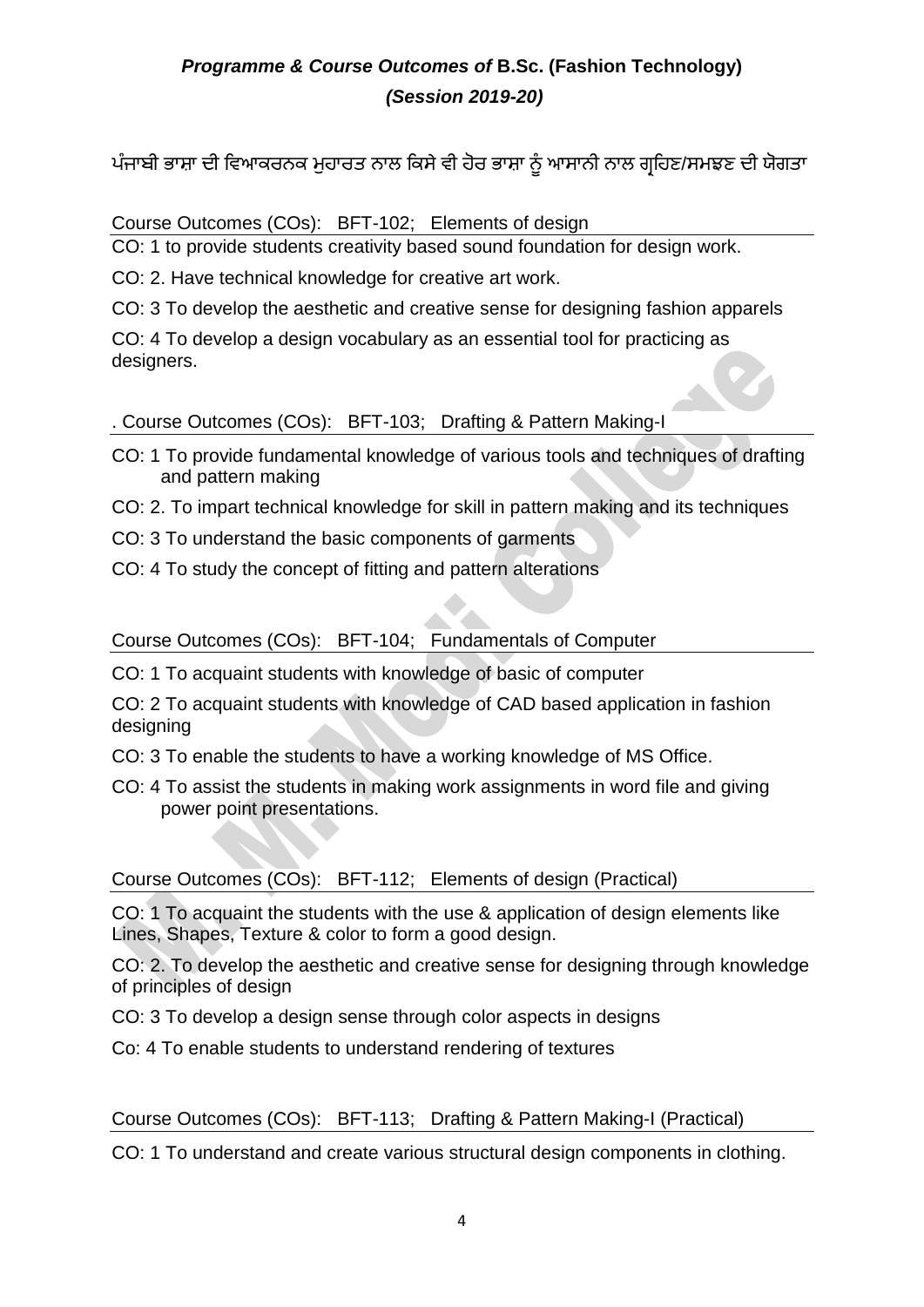ਪੰਜਾਬੀ ਭਾਸ਼ਾ ਦੀ ਵਿਆਕਰਨਕ ਮੁਹਾਰਤ ਨਾਲ ਕਿਸੇ ਵੀ ਹੋਰ ਭਾਸ਼ਾ ਨੂੰ ਆਸਾਨੀ ਨਾਲ ਗ੍ਰਹਿਣ/ਸਮਝਣ ਦੀ ਯੋਗਤਾ

Course Outcomes (COs): BFT-102; Elements of design

CO: 1 to provide students creativity based sound foundation for design work.

CO: 2. Have technical knowledge for creative art work.

CO: 3 To develop the aesthetic and creative sense for designing fashion apparels

CO: 4 To develop a design vocabulary as an essential tool for practicing as designers.

. Course Outcomes (COs): BFT-103; Drafting & Pattern Making-I

CO: 1 To provide fundamental knowledge of various tools and techniques of drafting and pattern making

CO: 2. To impart technical knowledge for skill in pattern making and its techniques

CO: 3 To understand the basic components of garments

CO: 4 To study the concept of fitting and pattern alterations

Course Outcomes (COs): BFT-104; Fundamentals of Computer

CO: 1 To acquaint students with knowledge of basic of computer

CO: 2 To acquaint students with knowledge of CAD based application in fashion designing

CO: 3 To enable the students to have a working knowledge of MS Office.

CO: 4 To assist the students in making work assignments in word file and giving power point presentations.

Course Outcomes (COs): BFT-112; Elements of design (Practical)

CO: 1 To acquaint the students with the use & application of design elements like Lines, Shapes, Texture & color to form a good design.

CO: 2. To develop the aesthetic and creative sense for designing through knowledge of principles of design

CO: 3 To develop a design sense through color aspects in designs

Co: 4 To enable students to understand rendering of textures

Course Outcomes (COs): BFT-113; Drafting & Pattern Making-I (Practical)

CO: 1 To understand and create various structural design components in clothing.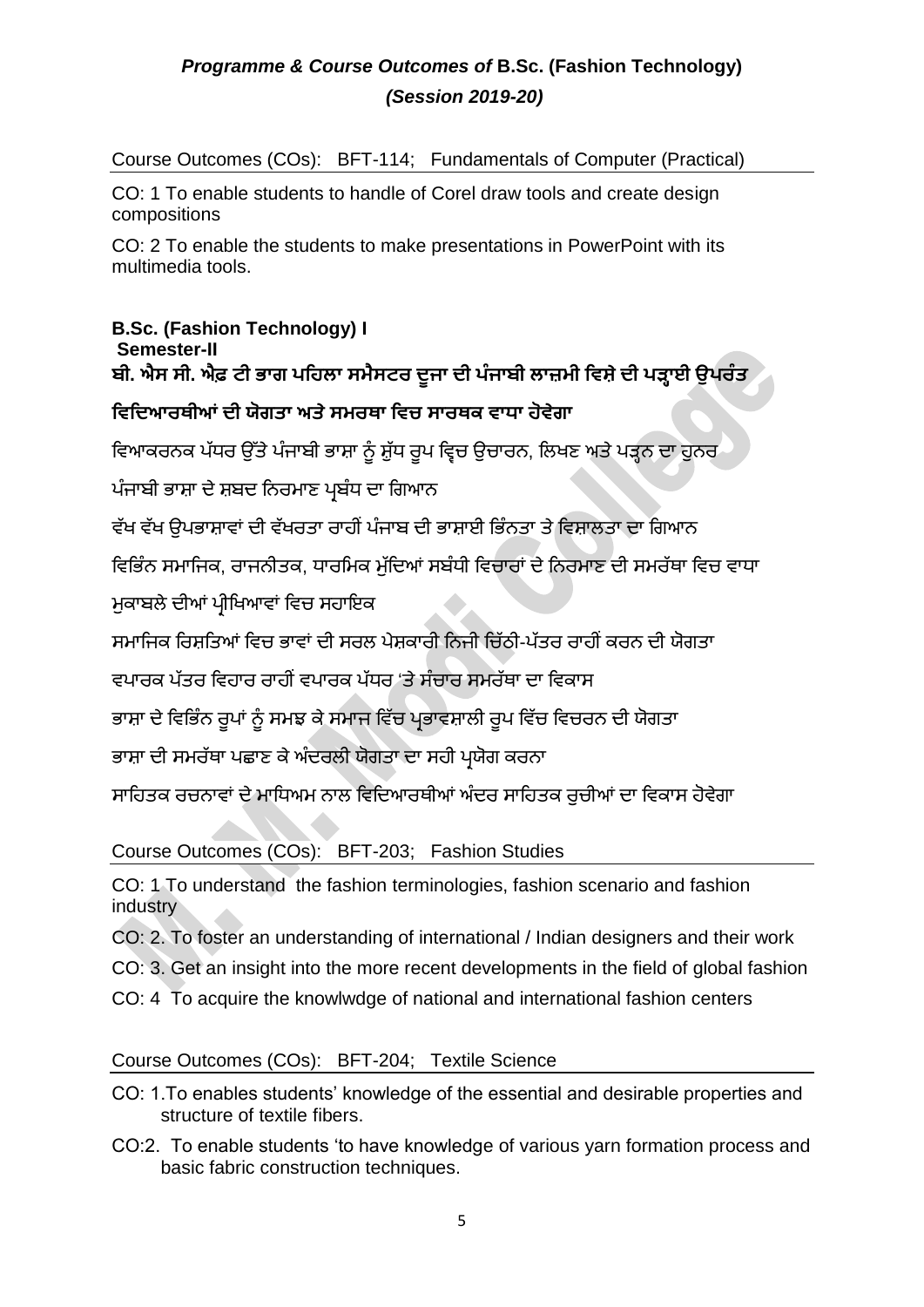Course Outcomes (COs): BFT-114; Fundamentals of Computer (Practical)

CO: 1 To enable students to handle of Corel draw tools and create design compositions

CO: 2 To enable the students to make presentations in PowerPoint with its multimedia tools.

**B.Sc. (Fashion Technology) I**
**Semester-II**

**ਬੀ. ਐਸ ਸੀ. ਐਫ਼ ਟੀ ਭਾਗ ਪਹਿਲਾ ਸਮੈਸਟਰ ਦੂਜਾ ਦੀ ਪੰਜਾਬੀ ਲਾਜ਼ਮੀ ਵਿਸ਼ੇ ਦੀ ਪੜ੍ਹਾਈ ਉਪਰੰਤ ਵਿਦਿਆਰਥੀਆਂ ਦੀ ਯੋਗਤਾ ਅਤੇ ਸਮਰਥਾ ਵਿਚ ਸਾਰਥਕ ਵਾਧਾ ਹੋਵੇਗਾ**

ਵਿਆਕਰਨਕ ਪੱਧਰ ਉੱਤੇ ਪੰਜਾਬੀ ਭਾਸ਼ਾ ਨੂੰ ਸ਼ੁੱਧ ਰੂਪ ਵ੍ਵਿਚ ਉਚਾਰਨ, ਲਿਖਣ ਅਤੇ ਪੜ੍ਹਨ ਦਾ ਹੁਨਰ

ਪੰਜਾਬੀ ਭਾਸ਼ਾ ਦੇ ਸ਼ਬਦ ਨਿਰਮਾਣ ਪ੍ਰਬੰਧ ਦਾ ਗਿਆਨ

ਵੱਖ ਵੱਖ ਉਪਭਾਸ਼ਾਵਾਂ ਦੀ ਵੱਖਰਤਾ ਰਾਹੀਂ ਪੰਜਾਬ ਦੀ ਭਾਸ਼ਾਈ ਭਿੰਨਤਾ ਤੇ ਵਿਸ਼ਾਲਤਾ ਦਾ ਗਿਆਨ

ਵਿਭਿੰਨ ਸਮਾਜਿਕ, ਰਾਜਨੀਤਕ, ਧਾਰਮਿਕ ਮੁੱਦਿਆਂ ਸਬੰਧੀ ਵਿਚਾਰਾਂ ਦੇ ਨਿਰਮਾਣ ਦੀ ਸਮਰੱਥਾ ਵਿਚ ਵਾਧਾ

ਮੁਕਾਬਲੇ ਦੀਆਂ ਪ੍ਰੀਖਿਆਵਾਂ ਵਿਚ ਸਹਾਇਕ

ਸਮਾਜਿਕ ਰਿਸ਼ਤਿਆਂ ਵਿਚ ਭਾਵਾਂ ਦੀ ਸਰਲ ਪੇਸ਼ਕਾਰੀ ਨਿਜੀ ਚਿੱਠੀ-ਪੱਤਰ ਰਾਹੀਂ ਕਰਨ ਦੀ ਯੋਗਤਾ

ਵਪਾਰਕ ਪੱਤਰ ਵਿਹਾਰ ਰਾਹੀਂ ਵਪਾਰਕ ਪੱਧਰ 'ਤੇ ਸੰਚਾਰ ਸਮਰੱਥਾ ਦਾ ਵਿਕਾਸ

ਭਾਸ਼ਾ ਦੇ ਵਿਭਿੰਨ ਰੂਪਾਂ ਨੂੰ ਸਮਝ ਕੇ ਸਮਾਜ ਵਿੱਚ ਪ੍ਰਭਾਵਸ਼ਾਲੀ ਰੂਪ ਵਿੱਚ ਵਿਚਰਨ ਦੀ ਯੋਗਤਾ

ਭਾਸ਼ਾ ਦੀ ਸਮਰੱਥਾ ਪਛਾਣ ਕੇ ਅੰਦਰਲੀ ਯੋਗਤਾ ਦਾ ਸਹੀ ਪ੍ਰਯੋਗ ਕਰਨਾ

ਸਾਹਿਤਕ ਰਚਨਾਵਾਂ ਦੇ ਮਾਧਿਅਮ ਨਾਲ ਵਿਦਿਆਰਥੀਆਂ ਅੰਦਰ ਸਾਹਿਤਕ ਰੁਚੀਆਂ ਦਾ ਵਿਕਾਸ ਹੋਵੇਗਾ

Course Outcomes (COs): BFT-203; Fashion Studies

CO: 1 To understand the fashion terminologies, fashion scenario and fashion industry

CO: 2. To foster an understanding of international / Indian designers and their work

CO: 3. Get an insight into the more recent developments in the field of global fashion

CO: 4 To acquire the knowlwdge of national and international fashion centers

Course Outcomes (COs): BFT-204; Textile Science

CO: 1.To enables students' knowledge of the essential and desirable properties and structure of textile fibers.

CO:2. To enable students 'to have knowledge of various yarn formation process and basic fabric construction techniques.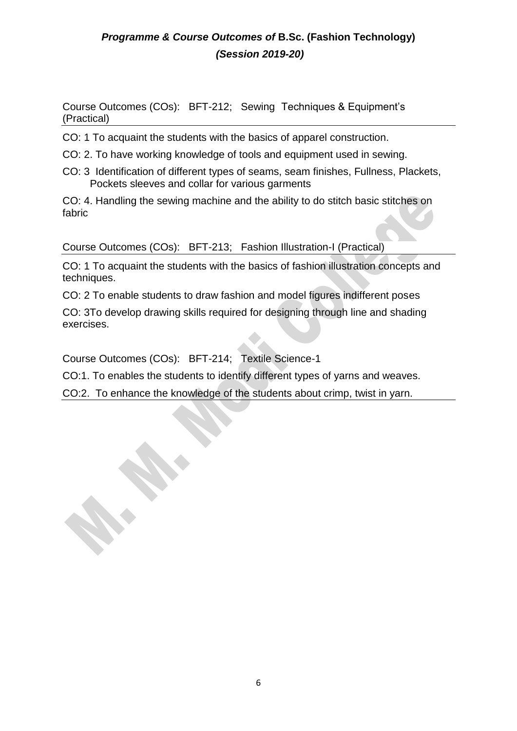***Programme & Course Outcomes of* B.Sc. (Fashion Technology)**
***(Session 2019-20)***

Course Outcomes (COs): BFT-212; Sewing Techniques & Equipment's (Practical)

CO: 1 To acquaint the students with the basics of apparel construction.

CO: 2. To have working knowledge of tools and equipment used in sewing.

CO: 3 Identification of different types of seams, seam finishes, Fullness, Plackets, Pockets sleeves and collar for various garments

CO: 4. Handling the sewing machine and the ability to do stitch basic stitches on fabric

Course Outcomes (COs): BFT-213; Fashion Illustration-I (Practical)

CO: 1 To acquaint the students with the basics of fashion illustration concepts and techniques.

CO: 2 To enable students to draw fashion and model figures indifferent poses

CO: 3To develop drawing skills required for designing through line and shading exercises.

Course Outcomes (COs): BFT-214; Textile Science-1

CO:1. To enables the students to identify different types of yarns and weaves.

CO:2. To enhance the knowledge of the students about crimp, twist in yarn.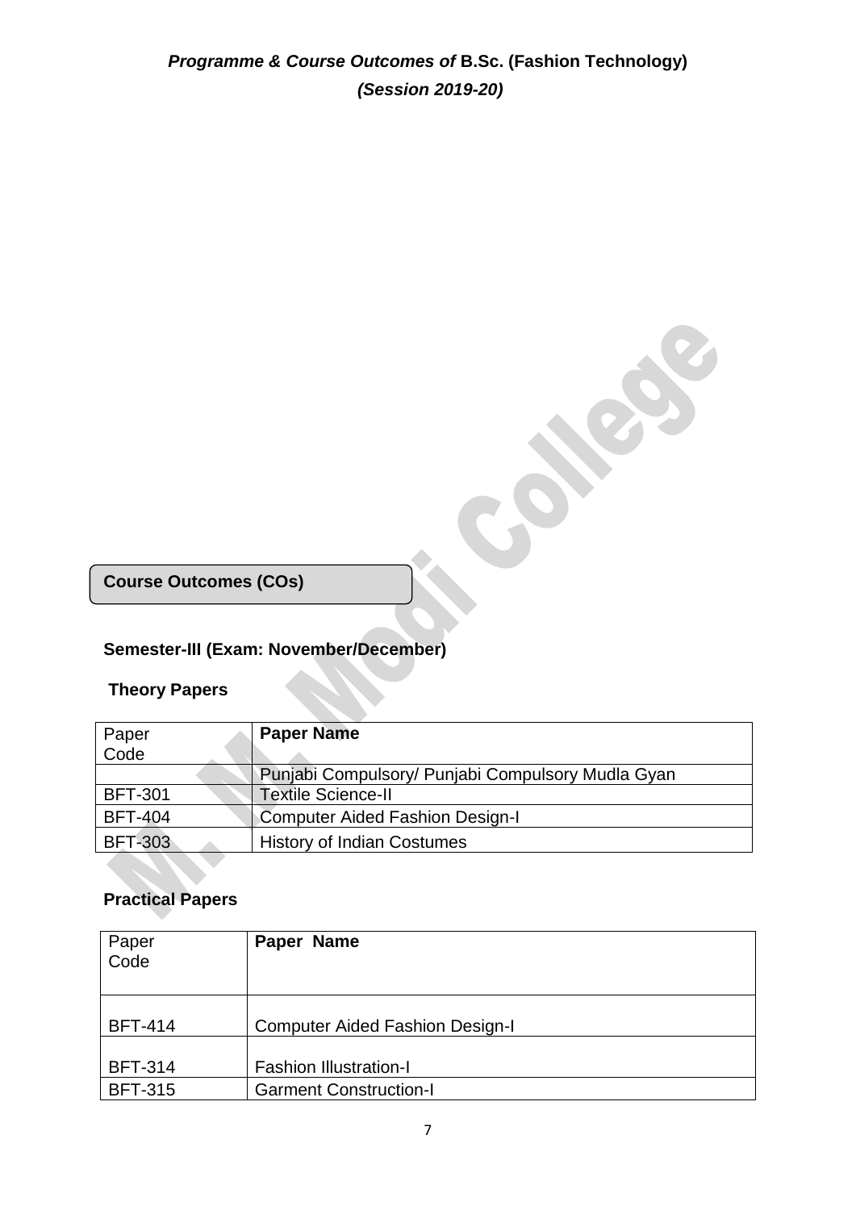## *Programme & Course Outcomes of* B.Sc. (Fashion Technology) *(Session 2019-20)*

**Course Outcomes (COs)**

### Semester-III (Exam: November/December)

**Theory Papers**

| Paper Code | **Paper Name** |
|---|---|
| | Punjabi Compulsory/ Punjabi Compulsory Mudla Gyan |
| BFT-301 | Textile Science-II |
| BFT-404 | Computer Aided Fashion Design-I |
| BFT-303 | History of Indian Costumes |

**Practical Papers**

| Paper Code | **Paper Name** |
|---|---|
| BFT-414 | Computer Aided Fashion Design-I |
| BFT-314 | Fashion Illustration-I |
| BFT-315 | Garment Construction-I |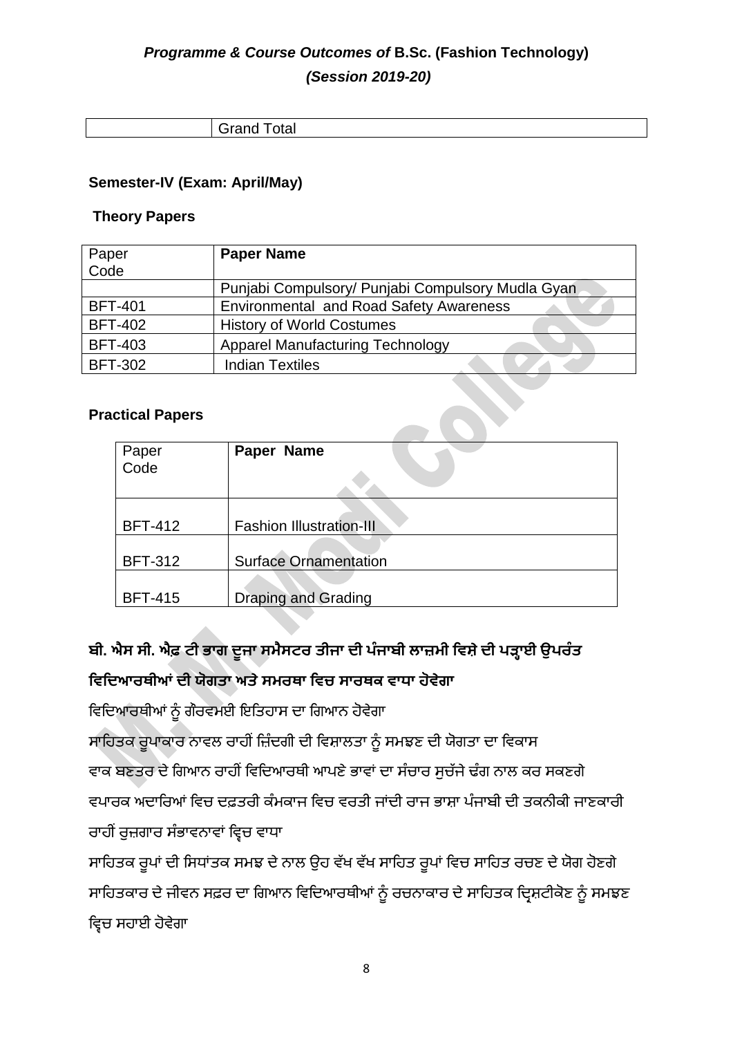| | Grand Total |
|---|---|

**Semester-IV (Exam: April/May)**

**Theory Papers**

| Paper Code | **Paper Name** |
|---|---|
| | Punjabi Compulsory/ Punjabi Compulsory Mudla Gyan |
| BFT-401 | Environmental and Road Safety Awareness |
| BFT-402 | History of World Costumes |
| BFT-403 | Apparel Manufacturing Technology |
| BFT-302 | Indian Textiles |

**Practical Papers**

| Paper Code | **Paper Name** |
|---|---|
| BFT-412 | Fashion Illustration-III |
| BFT-312 | Surface Ornamentation |
| BFT-415 | Draping and Grading |

**ਬੀ. ਐਸ ਸੀ. ਐਫ਼ ਟੀ ਭਾਗ ਦੂਜਾ ਸਮੈਸਟਰ ਤੀਜਾ ਦੀ ਪੰਜਾਬੀ ਲਾਜ਼ਮੀ ਵਿਸ਼ੇ ਦੀ ਪੜ੍ਹਾਈ ਉਪਰੰਤ ਵਿਦਿਆਰਥੀਆਂ ਦੀ ਯੋਗਤਾ ਅਤੇ ਸਮਰਥਾ ਵਿਚ ਸਾਰਥਕ ਵਾਧਾ ਹੋਵੇਗਾ**

ਵਿਦਿਆਰਥੀਆਂ ਨੂੰ ਗੌਰਵਮਈ ਇਤਿਹਾਸ ਦਾ ਗਿਆਨ ਹੋਵੇਗਾ

ਸਾਹਿਤਕ ਰੂਪਾਕਾਰ ਨਾਵਲ ਰਾਹੀਂ ਜ਼ਿੰਦਗੀ ਦੀ ਵਿਸ਼ਾਲਤਾ ਨੂੰ ਸਮਝਣ ਦੀ ਯੋਗਤਾ ਦਾ ਵਿਕਾਸ

ਵਾਕ ਬਣਤਰ ਦੇ ਗਿਆਨ ਰਾਹੀਂ ਵਿਦਿਆਰਥੀ ਆਪਣੇ ਭਾਵਾਂ ਦਾ ਸੰਚਾਰ ਸੁਚੱਜੇ ਢੰਗ ਨਾਲ ਕਰ ਸਕਣਗੇ

ਵਪਾਰਕ ਅਦਾਰਿਆਂ ਵਿਚ ਦਫ਼ਤਰੀ ਕੰਮਕਾਜ ਵਿਚ ਵਰਤੀ ਜਾਂਦੀ ਰਾਜ ਭਾਸ਼ਾ ਪੰਜਾਬੀ ਦੀ ਤਕਨੀਕੀ ਜਾਣਕਾਰੀ ਰਾਹੀਂ ਰੁਜ਼ਗਾਰ ਸੰਭਾਵਨਾਵਾਂ ਵ੍ਰਿਚ ਵਾਧਾ

ਸਾਹਿਤਕ ਰੂਪਾਂ ਦੀ ਸਿਧਾਂਤਕ ਸਮਝ ਦੇ ਨਾਲ ਉਹ ਵੱਖ ਵੱਖ ਸਾਹਿਤ ਰੂਪਾਂ ਵਿਚ ਸਾਹਿਤ ਰਚਣ ਦੇ ਯੋਗ ਹੋਣਗੇ

ਸਾਹਿਤਕਾਰ ਦੇ ਜੀਵਨ ਸਫ਼ਰ ਦਾ ਗਿਆਨ ਵਿਦਿਆਰਥੀਆਂ ਨੂੰ ਰਚਨਾਕਾਰ ਦੇ ਸਾਹਿਤਕ ਦ੍ਰਿਸ਼ਟੀਕੋਣ ਨੂੰ ਸਮਝਣ ਵ੍ਰਿਚ ਸਹਾਈ ਹੋਵੇਗਾ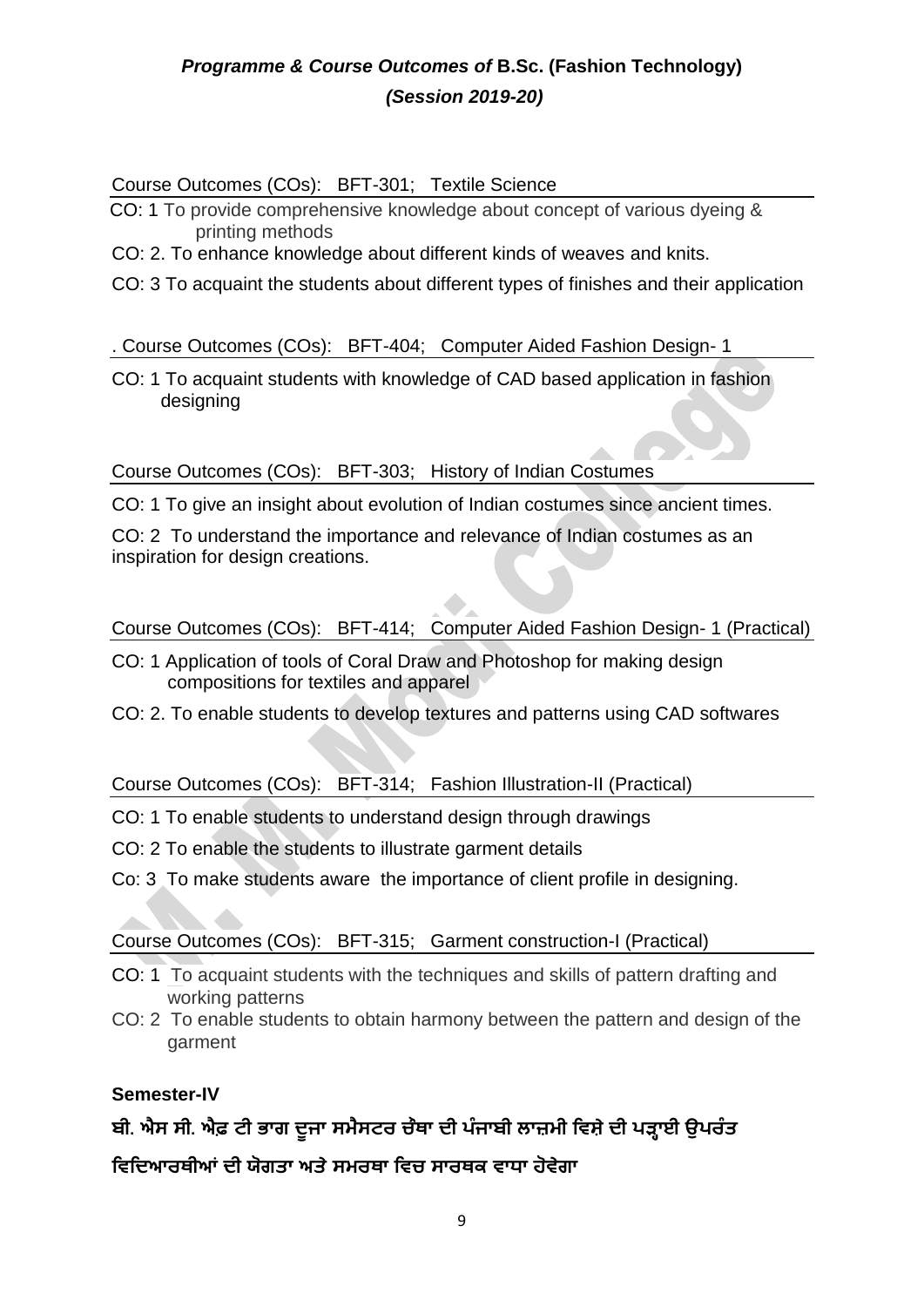## *Programme & Course Outcomes of* B.Sc. (Fashion Technology)
## *(Session 2019-20)*

Course Outcomes (COs): BFT-301; Textile Science

CO: 1 To provide comprehensive knowledge about concept of various dyeing & printing methods

CO: 2. To enhance knowledge about different kinds of weaves and knits.

CO: 3 To acquaint the students about different types of finishes and their application

. Course Outcomes (COs): BFT-404; Computer Aided Fashion Design- 1

CO: 1 To acquaint students with knowledge of CAD based application in fashion designing

Course Outcomes (COs): BFT-303; History of Indian Costumes

CO: 1 To give an insight about evolution of Indian costumes since ancient times.

CO: 2 To understand the importance and relevance of Indian costumes as an inspiration for design creations.

Course Outcomes (COs): BFT-414; Computer Aided Fashion Design- 1 (Practical)

CO: 1 Application of tools of Coral Draw and Photoshop for making design compositions for textiles and apparel

CO: 2. To enable students to develop textures and patterns using CAD softwares

Course Outcomes (COs): BFT-314; Fashion Illustration-II (Practical)

CO: 1 To enable students to understand design through drawings

CO: 2 To enable the students to illustrate garment details

Co: 3 To make students aware the importance of client profile in designing.

Course Outcomes (COs): BFT-315; Garment construction-I (Practical)

CO: 1 To acquaint students with the techniques and skills of pattern drafting and working patterns

CO: 2 To enable students to obtain harmony between the pattern and design of the garment

**Semester-IV**

**ਬੀ. ਐਸ ਸੀ. ਐਫ਼ ਟੀ ਭਾਗ ਦੂਜਾ ਸਮੈਸਟਰ ਚੌਥਾ ਦੀ ਪੰਜਾਬੀ ਲਾਜ਼ਮੀ ਵਿਸ਼ੇ ਦੀ ਪੜ੍ਹਾਈ ਉਪਰੰਤ ਵਿਦਿਆਰਥੀਆਂ ਦੀ ਯੋਗਤਾ ਅਤੇ ਸਮਰਥਾ ਵਿਚ ਸਾਰਥਕ ਵਾਧਾ ਹੋਵੇਗਾ**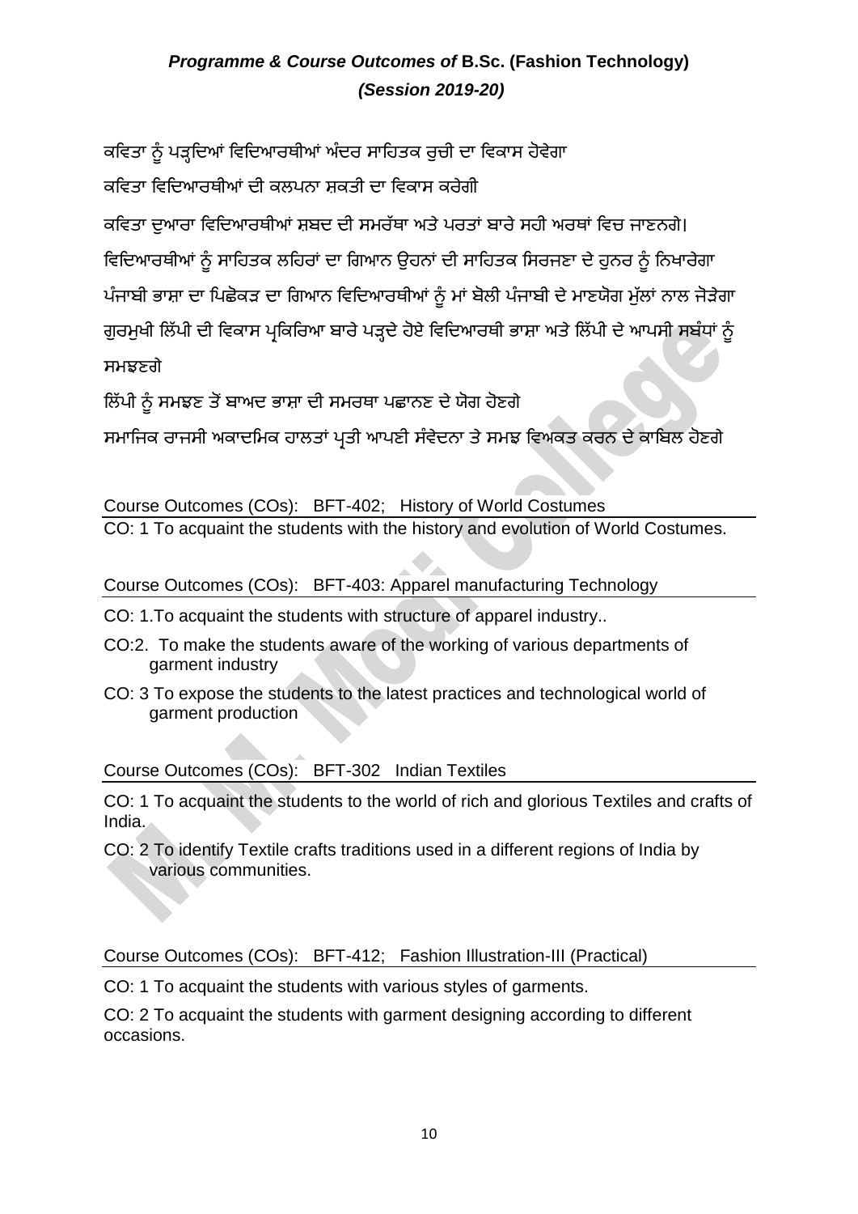ਕਵਿਤਾ ਨੂੰ ਪੜ੍ਹਦਿਆਂ ਵਿਦਿਆਰਥੀਆਂ ਅੰਦਰ ਸਾਹਿਤਕ ਰੁਚੀ ਦਾ ਵਿਕਾਸ ਹੋਵੇਗਾ

ਕਵਿਤਾ ਵਿਦਿਆਰਥੀਆਂ ਦੀ ਕਲਪਨਾ ਸ਼ਕਤੀ ਦਾ ਵਿਕਾਸ ਕਰੇਗੀ

ਕਵਿਤਾ ਦੁਆਰਾ ਵਿਦਿਆਰਥੀਆਂ ਸ਼ਬਦ ਦੀ ਸਮਰੱਥਾ ਅਤੇ ਪਰਤਾਂ ਬਾਰੇ ਸਹੀ ਅਰਥਾਂ ਵਿਚ ਜਾਣਨਗੇ।

ਵਿਦਿਆਰਥੀਆਂ ਨੂੰ ਸਾਹਿਤਕ ਲਹਿਰਾਂ ਦਾ ਗਿਆਨ ਉਹਨਾਂ ਦੀ ਸਾਹਿਤਕ ਸਿਰਜਣਾ ਦੇ ਹੁਨਰ ਨੂੰ ਨਿਖਾਰੇਗਾ

ਪੰਜਾਬੀ ਭਾਸ਼ਾ ਦਾ ਪਿਛੋਕੜ ਦਾ ਗਿਆਨ ਵਿਦਿਆਰਥੀਆਂ ਨੂੰ ਮਾਂ ਬੋਲੀ ਪੰਜਾਬੀ ਦੇ ਮਾਣਯੋਗ ਮੁੱਲਾਂ ਨਾਲ ਜੋੜੇਗਾ

ਗੁਰਮੁਖੀ ਲਿੱਪੀ ਦੀ ਵਿਕਾਸ ਪ੍ਰਕਿਰਿਆ ਬਾਰੇ ਪੜ੍ਹਦੇ ਹੋਏ ਵਿਦਿਆਰਥੀ ਭਾਸ਼ਾ ਅਤੇ ਲਿੱਪੀ ਦੇ ਆਪਸੀ ਸਬੰਧਾਂ ਨੂੰ ਸਮਝਣਗੇ

ਲਿੱਪੀ ਨੂੰ ਸਮਝਣ ਤੋਂ ਬਾਅਦ ਭਾਸ਼ਾ ਦੀ ਸਮਰਥਾ ਪਛਾਨਣ ਦੇ ਯੋਗ ਹੋਣਗੇ

ਸਮਾਜਿਕ ਰਾਜਸੀ ਅਕਾਦਮਿਕ ਹਾਲਤਾਂ ਪ੍ਰਤੀ ਆਪਣੀ ਸੰਵੇਦਨਾ ਤੇ ਸਮਝ ਵਿਅਕਤ ਕਰਨ ਦੇ ਕਾਬਿਲ ਹੋਣਗੇ

Course Outcomes (COs): BFT-402; History of World Costumes

CO: 1 To acquaint the students with the history and evolution of World Costumes.

Course Outcomes (COs): BFT-403: Apparel manufacturing Technology

CO: 1.To acquaint the students with structure of apparel industry..

CO:2. To make the students aware of the working of various departments of garment industry

CO: 3 To expose the students to the latest practices and technological world of garment production

Course Outcomes (COs): BFT-302 Indian Textiles

CO: 1 To acquaint the students to the world of rich and glorious Textiles and crafts of India.

CO: 2 To identify Textile crafts traditions used in a different regions of India by various communities.

Course Outcomes (COs): BFT-412; Fashion Illustration-III (Practical)

CO: 1 To acquaint the students with various styles of garments.

CO: 2 To acquaint the students with garment designing according to different occasions.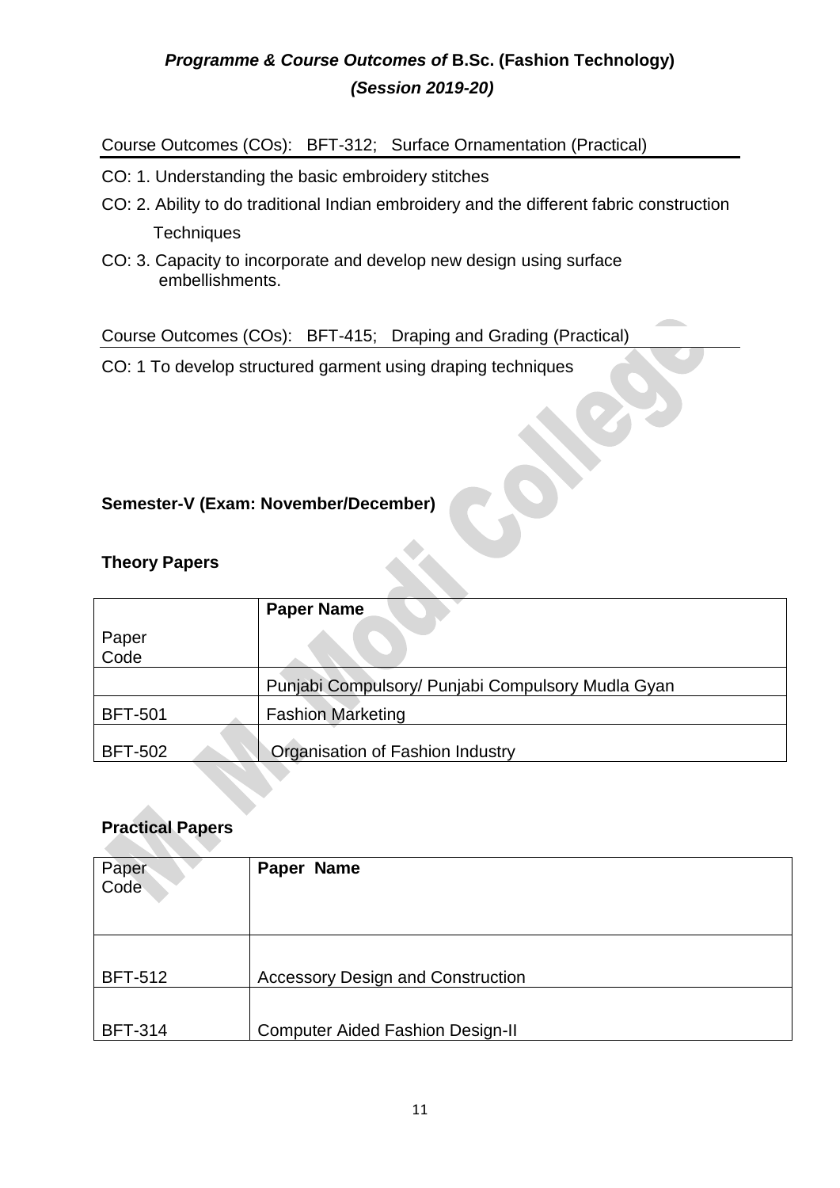## *Programme & Course Outcomes of* **B.Sc. (Fashion Technology)**
### *(Session 2019-20)*

Course Outcomes (COs): BFT-312; Surface Ornamentation (Practical)

CO: 1. Understanding the basic embroidery stitches

CO: 2. Ability to do traditional Indian embroidery and the different fabric construction Techniques

CO: 3. Capacity to incorporate and develop new design using surface embellishments.

Course Outcomes (COs): BFT-415; Draping and Grading (Practical)

CO: 1 To develop structured garment using draping techniques

**Semester-V (Exam: November/December)**

**Theory Papers**

| Paper Code | **Paper Name** |
|---|---|
| | Punjabi Compulsory/ Punjabi Compulsory Mudla Gyan |
| BFT-501 | Fashion Marketing |
| BFT-502 | Organisation of Fashion Industry |

**Practical Papers**

| Paper Code | **Paper Name** |
|---|---|
| BFT-512 | Accessory Design and Construction |
| BFT-314 | Computer Aided Fashion Design-II |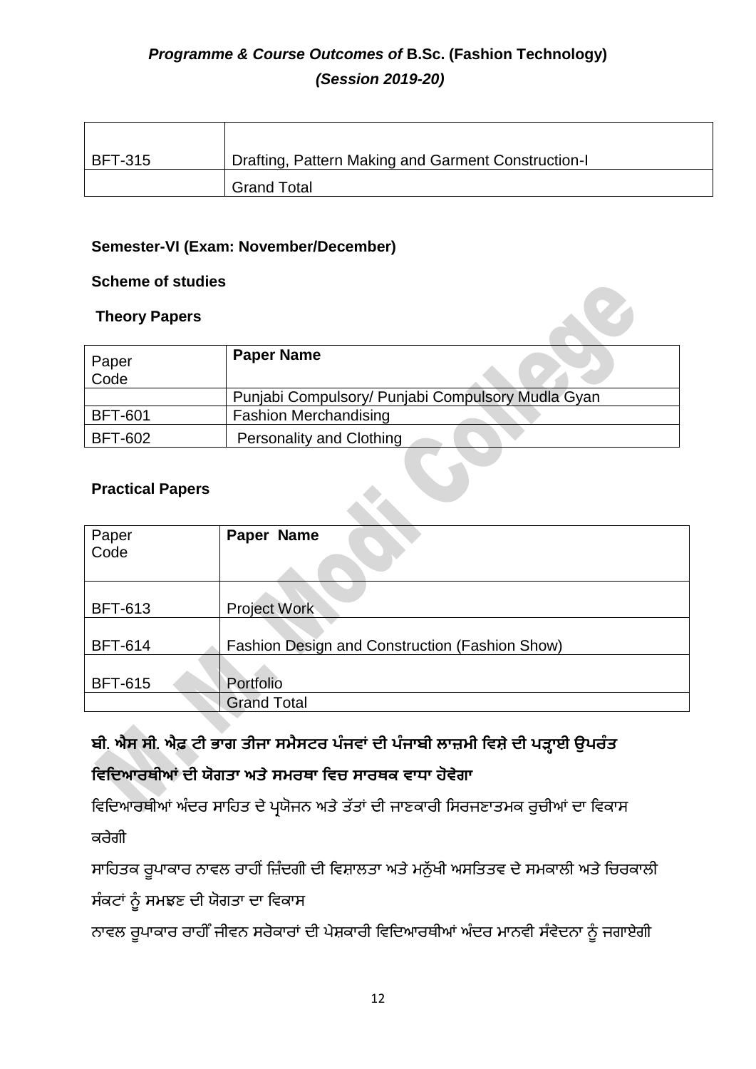| BFT-315 | Drafting, Pattern Making and Garment Construction-I |
|---|---|
| | Grand Total |

**Semester-VI (Exam: November/December)**

**Scheme of studies**

**Theory Papers**

| Paper Code | **Paper Name** |
|---|---|
| | Punjabi Compulsory/ Punjabi Compulsory Mudla Gyan |
| BFT-601 | Fashion Merchandising |
| BFT-602 | Personality and Clothing |

**Practical Papers**

| Paper Code | **Paper Name** |
|---|---|
| BFT-613 | Project Work |
| BFT-614 | Fashion Design and Construction (Fashion Show) |
| BFT-615 | Portfolio |
| | Grand Total |

**ਬੀ. ਐਸ ਸੀ. ਐਫ਼ ਟੀ ਭਾਗ ਤੀਜਾ ਸਮੈਸਟਰ ਪੰਜਵਾਂ ਦੀ ਪੰਜਾਬੀ ਲਾਜ਼ਮੀ ਵਿਸ਼ੇ ਦੀ ਪੜ੍ਹਾਈ ਉਪਰੰਤ ਵਿਦਿਆਰਥੀਆਂ ਦੀ ਯੋਗਤਾ ਅਤੇ ਸਮਰਥਾ ਵਿਚ ਸਾਰਥਕ ਵਾਧਾ ਹੋਵੇਗਾ**

ਵਿਦਿਆਰਥੀਆਂ ਅੰਦਰ ਸਾਹਿਤ ਦੇ ਪ੍ਰਯੋਜਨ ਅਤੇ ਤੱਤਾਂ ਦੀ ਜਾਣਕਾਰੀ ਸਿਰਜਣਾਤਮਕ ਰੁਚੀਆਂ ਦਾ ਵਿਕਾਸ ਕਰੇਗੀ

ਸਾਹਿਤਕ ਰੂਪਾਕਾਰ ਨਾਵਲ ਰਾਹੀਂ ਜ਼ਿੰਦਗੀ ਦੀ ਵਿਸ਼ਾਲਤਾ ਅਤੇ ਮਨੁੱਖੀ ਅਸਤਿਤਵ ਦੇ ਸਮਕਾਲੀ ਅਤੇ ਚਿਰਕਾਲੀ ਸੰਕਟਾਂ ਨੂੰ ਸਮਝਣ ਦੀ ਯੋਗਤਾ ਦਾ ਵਿਕਾਸ

ਨਾਵਲ ਰੂਪਾਕਾਰ ਰਾਹੀਂ ਜੀਵਨ ਸਰੋਕਾਰਾਂ ਦੀ ਪੇਸ਼ਕਾਰੀ ਵਿਦਿਆਰਥੀਆਂ ਅੰਦਰ ਮਾਨਵੀ ਸੰਵੇਦਨਾ ਨੂੰ ਜਗਾਏਗੀ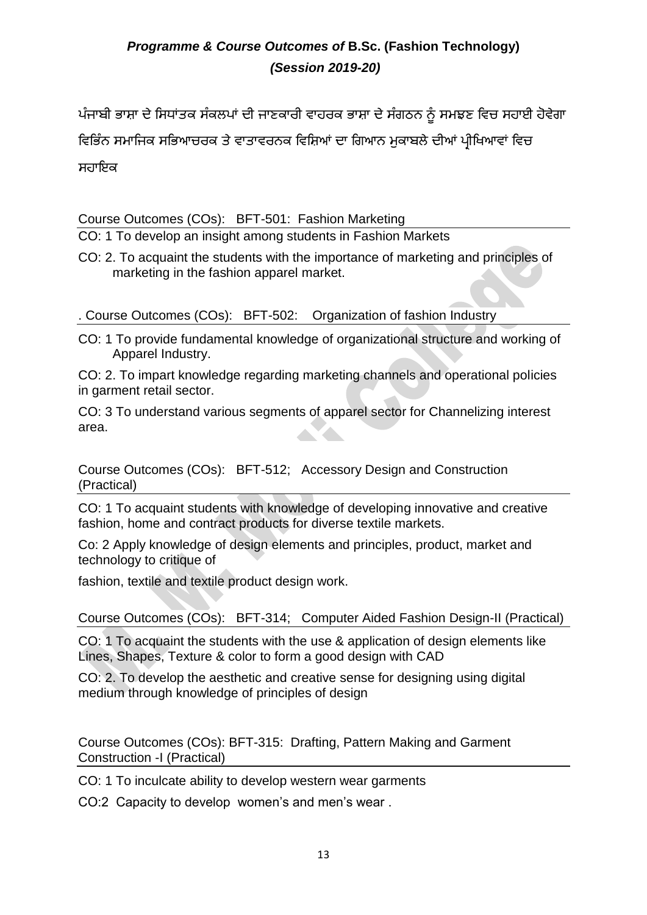ਪੰਜਾਬੀ ਭਾਸ਼ਾ ਦੇ ਸਿਧਾਂਤਕ ਸੰਕਲਪਾਂ ਦੀ ਜਾਣਕਾਰੀ ਵਾਹਰਕ ਭਾਸ਼ਾ ਦੇ ਸੰਗਠਨ ਨੂੰ ਸਮਝਣ ਵਿਚ ਸਹਾਈ ਹੋਵੇਗਾ

ਵਿਭਿੰਨ ਸਮਾਜਿਕ ਸਭਿਆਚਰਕ ਤੇ ਵਾਤਾਵਰਨਕ ਵਿਸ਼ਿਆਂ ਦਾ ਗਿਆਨ ਮੁਕਾਬਲੇ ਦੀਆਂ ਪ੍ਰੀਖਿਆਵਾਂ ਵਿਚ ਸਹਾਇਕ

Course Outcomes (COs): BFT-501: Fashion Marketing

CO: 1 To develop an insight among students in Fashion Markets

CO: 2. To acquaint the students with the importance of marketing and principles of marketing in the fashion apparel market.

. Course Outcomes (COs): BFT-502: Organization of fashion Industry

CO: 1 To provide fundamental knowledge of organizational structure and working of Apparel Industry.

CO: 2. To impart knowledge regarding marketing channels and operational policies in garment retail sector.

CO: 3 To understand various segments of apparel sector for Channelizing interest area.

Course Outcomes (COs): BFT-512; Accessory Design and Construction (Practical)

CO: 1 To acquaint students with knowledge of developing innovative and creative fashion, home and contract products for diverse textile markets.

Co: 2 Apply knowledge of design elements and principles, product, market and technology to critique of

fashion, textile and textile product design work.

Course Outcomes (COs): BFT-314; Computer Aided Fashion Design-II (Practical)

CO: 1 To acquaint the students with the use & application of design elements like Lines, Shapes, Texture & color to form a good design with CAD

CO: 2. To develop the aesthetic and creative sense for designing using digital medium through knowledge of principles of design

Course Outcomes (COs): BFT-315: Drafting, Pattern Making and Garment Construction -I (Practical)

CO: 1 To inculcate ability to develop western wear garments

CO:2 Capacity to develop women's and men's wear .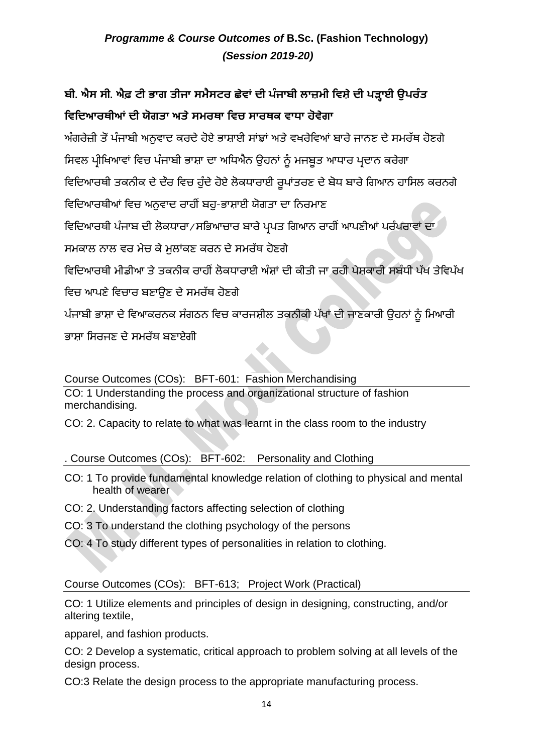## ਬੀ. ਐਸ ਸੀ. ਐਫ਼ ਟੀ ਭਾਗ ਤੀਜਾ ਸਮੈਸਟਰ ਛੇਵਾਂ ਦੀ ਪੰਜਾਬੀ ਲਾਜ਼ਮੀ ਵਿਸ਼ੇ ਦੀ ਪੜ੍ਹਾਈ ਉਪਰੰਤ ਵਿਦਿਆਰਥੀਆਂ ਦੀ ਯੋਗਤਾ ਅਤੇ ਸਮਰਥਾ ਵਿਚ ਸਾਰਥਕ ਵਾਧਾ ਹੋਵੇਗਾ

ਅੰਗਰੇਜ਼ੀ ਤੋਂ ਪੰਜਾਬੀ ਅਨੁਵਾਦ ਕਰਦੇ ਹੋਏ ਭਾਸ਼ਾਈ ਸਾਂਝਾਂ ਅਤੇ ਵਖਰੇਵਿਆਂ ਬਾਰੇ ਜਾਨਣ ਦੇ ਸਮਰੱਥ ਹੋਣਗੇ

ਸਿਵਲ ਪ੍ਰੀਖਿਆਵਾਂ ਵਿਚ ਪੰਜਾਬੀ ਭਾਸ਼ਾ ਦਾ ਅਧਿਐਨ ਉਹਨਾਂ ਨੂੰ ਮਜਬੂਤ ਆਧਾਰ ਪ੍ਰਦਾਨ ਕਰੇਗਾ

ਵਿਦਿਆਰਥੀ ਤਕਨੀਕ ਦੇ ਦੌਰ ਵਿਚ ਹੁੰਦੇ ਹੋਏ ਲੋਕਧਾਰਾਈ ਰੂਪਾਂਤਰਣ ਦੇ ਬੋਧ ਬਾਰੇ ਗਿਆਨ ਹਾਸਿਲ ਕਰਨਗੇ

ਵਿਦਿਆਰਥੀਆਂ ਵਿਚ ਅਨੁਵਾਦ ਰਾਹੀਂ ਬਹੁ-ਭਾਸ਼ਾਈ ਯੋਗਤਾ ਦਾ ਨਿਰਮਾਣ

ਵਿਦਿਆਰਥੀ ਪੰਜਾਬ ਦੀ ਲੋਕਧਾਰਾ/ਸਭਿਆਚਾਰ ਬਾਰੇ ਪ੍ਰਪਤ ਗਿਆਨ ਰਾਹੀਂ ਆਪਣੀਆਂ ਪਰੰਪਰਾਵਾਂ ਦਾ ਸਮਕਾਲ ਨਾਲ ਵਰ ਮੇਚ ਕੇ ਮੁਲਾਂਕਣ ਕਰਨ ਦੇ ਸਮਰੱਥ ਹੋਣਗੇ

ਵਿਦਿਆਰਥੀ ਮੀਡੀਆ ਤੇ ਤਕਨੀਕ ਰਾਹੀਂ ਲੋਕਧਾਰਾਈ ਅੰਸ਼ਾਂ ਦੀ ਕੀਤੀ ਜਾ ਰਹੀ ਪੇਸ਼ਕਾਰੀ ਸਬੰਧੀ ਪੱਖ ਤੇਵਿਪੱਖ ਵਿਚ ਆਪਣੇ ਵਿਚਾਰ ਬਣਾਉਣ ਦੇ ਸਮਰੱਥ ਹੋਣਗੇ

ਪੰਜਾਬੀ ਭਾਸ਼ਾ ਦੇ ਵਿਆਕਰਨਕ ਸੰਗਠਨ ਵਿਚ ਕਾਰਜਸ਼ੀਲ ਤਕਨੀਕੀ ਪੱਖਾਂ ਦੀ ਜਾਣਕਾਰੀ ਉਹਨਾਂ ਨੂੰ ਮਿਆਰੀ ਭਾਸ਼ਾ ਸਿਰਜਣ ਦੇ ਸਮਰੱਥ ਬਣਾਏਗੀ

Course Outcomes (COs): BFT-601: Fashion Merchandising

CO: 1 Understanding the process and organizational structure of fashion merchandising.

CO: 2. Capacity to relate to what was learnt in the class room to the industry

. Course Outcomes (COs): BFT-602: Personality and Clothing

CO: 1 To provide fundamental knowledge relation of clothing to physical and mental health of wearer

CO: 2. Understanding factors affecting selection of clothing

CO: 3 To understand the clothing psychology of the persons

CO: 4 To study different types of personalities in relation to clothing.

Course Outcomes (COs): BFT-613; Project Work (Practical)

CO: 1 Utilize elements and principles of design in designing, constructing, and/or altering textile,

apparel, and fashion products.

CO: 2 Develop a systematic, critical approach to problem solving at all levels of the design process.

CO:3 Relate the design process to the appropriate manufacturing process.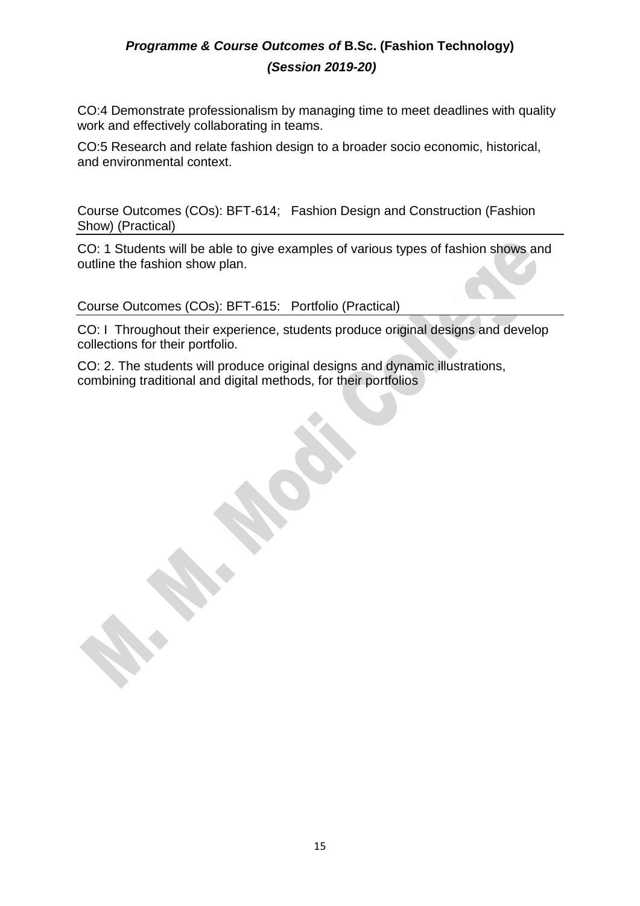CO:4 Demonstrate professionalism by managing time to meet deadlines with quality work and effectively collaborating in teams.

CO:5 Research and relate fashion design to a broader socio economic, historical, and environmental context.

Course Outcomes (COs): BFT-614; Fashion Design and Construction (Fashion Show) (Practical)

CO: 1 Students will be able to give examples of various types of fashion shows and outline the fashion show plan.

Course Outcomes (COs): BFT-615: Portfolio (Practical)

CO: I Throughout their experience, students produce original designs and develop collections for their portfolio.

CO: 2. The students will produce original designs and dynamic illustrations, combining traditional and digital methods, for their portfolios